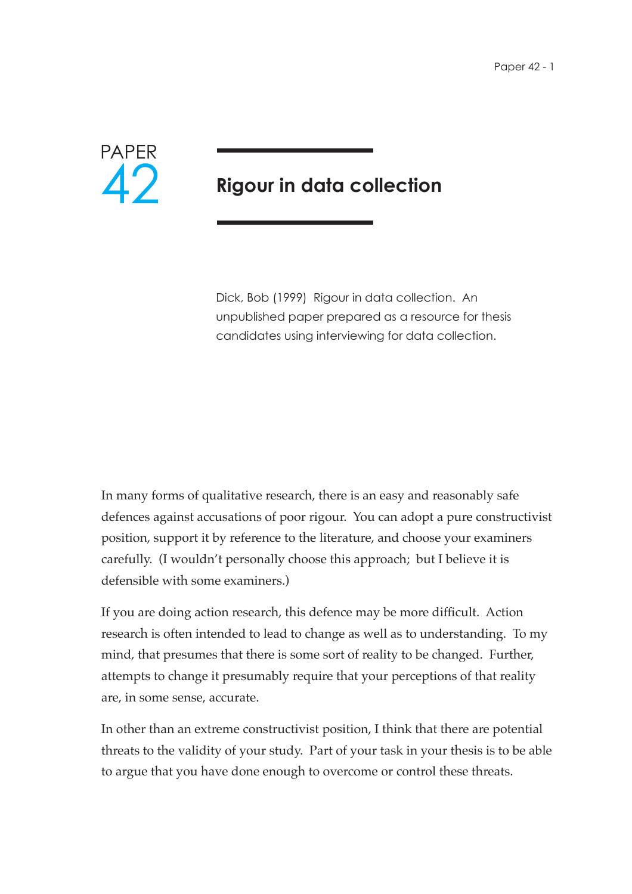PAPER 42

# Rigour in data collection

Dick, Bob (1999) Rigour in data collection. An unpublished paper prepared as a resource for thesis candidates using interviewing for data collection.

In many forms of qualitative research, there is an easy and reasonably safe defences against accusations of poor rigour. You can adopt a pure constructivist position, support it by reference to the literature, and choose your examiners carefully. (I wouldn't personally choose this approach; but I believe it is defensible with some examiners.)

If you are doing action research, this defence may be more difficult. Action research is often intended to lead to change as well as to understanding. To my mind, that presumes that there is some sort of reality to be changed. Further, attempts to change it presumably require that your perceptions of that reality are, in some sense, accurate.

In other than an extreme constructivist position, I think that there are potential threats to the validity of your study. Part of your task in your thesis is to be able to argue that you have done enough to overcome or control these threats.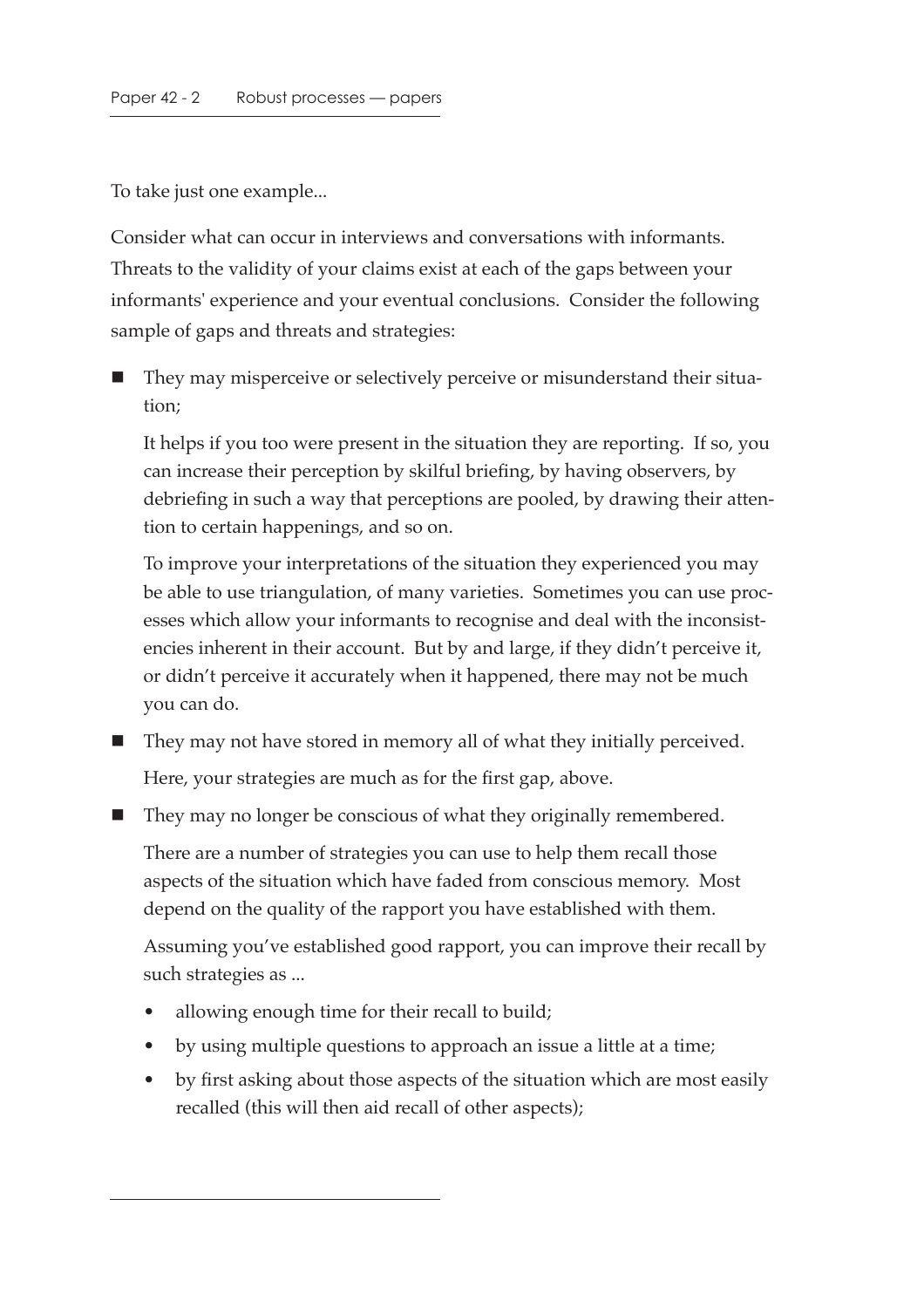To take just one example...

Consider what can occur in interviews and conversations with informants. Threats to the validity of your claims exist at each of the gaps between your informants' experience and your eventual conclusions. Consider the following sample of gaps and threats and strategies:

- They may misperceive or selectively perceive or misunderstand their situation;

  It helps if you too were present in the situation they are reporting. If so, you can increase their perception by skilful briefing, by having observers, by debriefing in such a way that perceptions are pooled, by drawing their attention to certain happenings, and so on.

  To improve your interpretations of the situation they experienced you may be able to use triangulation, of many varieties. Sometimes you can use processes which allow your informants to recognise and deal with the inconsistencies inherent in their account. But by and large, if they didn't perceive it, or didn't perceive it accurately when it happened, there may not be much you can do.

- They may not have stored in memory all of what they initially perceived.

  Here, your strategies are much as for the first gap, above.

- They may no longer be conscious of what they originally remembered.

  There are a number of strategies you can use to help them recall those aspects of the situation which have faded from conscious memory. Most depend on the quality of the rapport you have established with them.

  Assuming you've established good rapport, you can improve their recall by such strategies as ...

  - allowing enough time for their recall to build;
  - by using multiple questions to approach an issue a little at a time;
  - by first asking about those aspects of the situation which are most easily recalled (this will then aid recall of other aspects);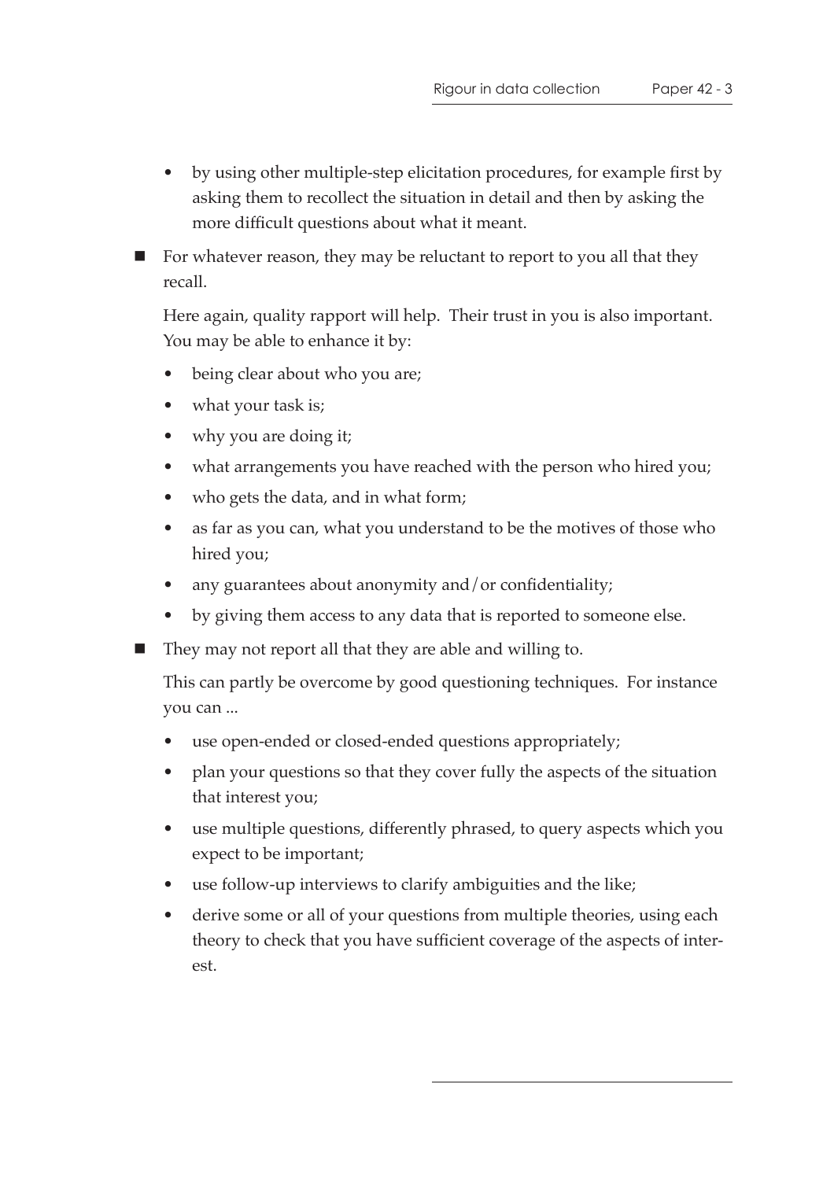- by using other multiple-step elicitation procedures, for example first by asking them to recollect the situation in detail and then by asking the more difficult questions about what it meant.

- For whatever reason, they may be reluctant to report to you all that they recall.

  Here again, quality rapport will help. Their trust in you is also important. You may be able to enhance it by:

  - being clear about who you are;
  - what your task is;
  - why you are doing it;
  - what arrangements you have reached with the person who hired you;
  - who gets the data, and in what form;
  - as far as you can, what you understand to be the motives of those who hired you;
  - any guarantees about anonymity and/or confidentiality;
  - by giving them access to any data that is reported to someone else.

- They may not report all that they are able and willing to.

  This can partly be overcome by good questioning techniques. For instance you can ...

  - use open-ended or closed-ended questions appropriately;
  - plan your questions so that they cover fully the aspects of the situation that interest you;
  - use multiple questions, differently phrased, to query aspects which you expect to be important;
  - use follow-up interviews to clarify ambiguities and the like;
  - derive some or all of your questions from multiple theories, using each theory to check that you have sufficient coverage of the aspects of interest.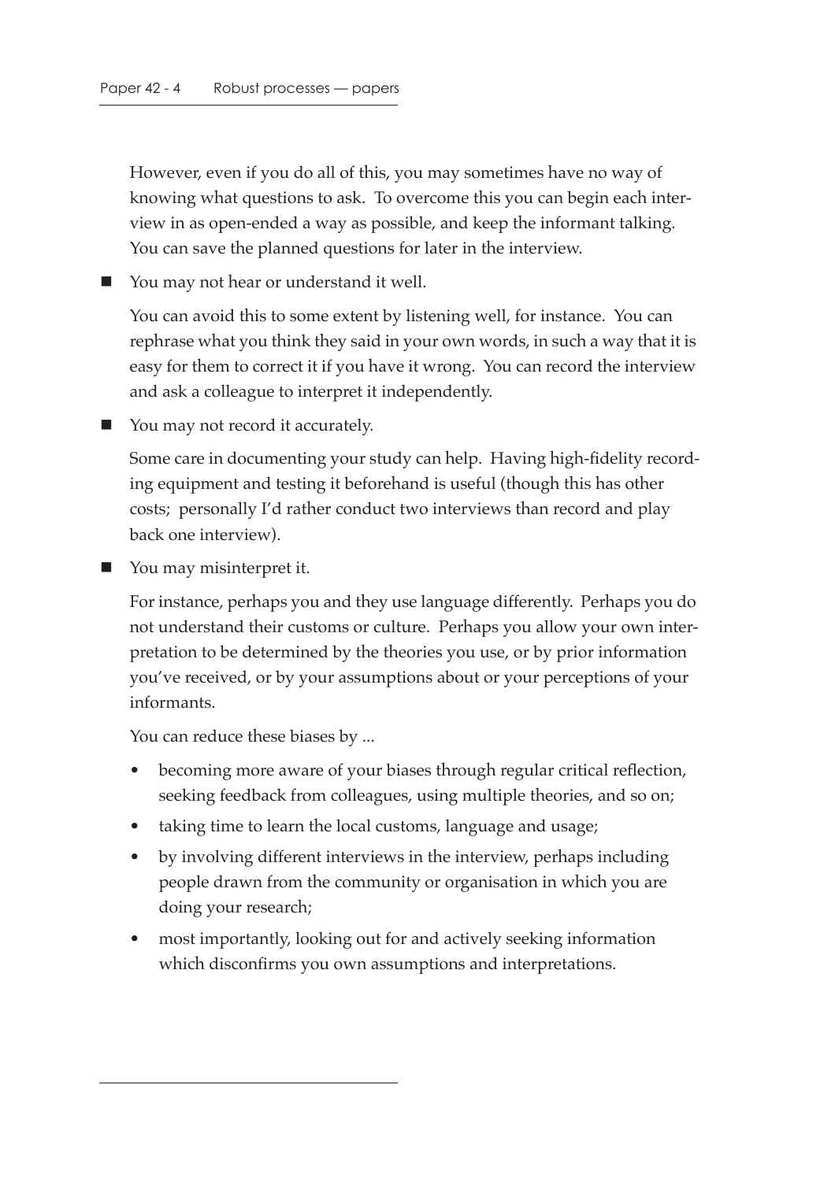However, even if you do all of this, you may sometimes have no way of knowing what questions to ask. To overcome this you can begin each interview in as open-ended a way as possible, and keep the informant talking. You can save the planned questions for later in the interview.

- You may not hear or understand it well.

  You can avoid this to some extent by listening well, for instance. You can rephrase what you think they said in your own words, in such a way that it is easy for them to correct it if you have it wrong. You can record the interview and ask a colleague to interpret it independently.

- You may not record it accurately.

  Some care in documenting your study can help. Having high-fidelity recording equipment and testing it beforehand is useful (though this has other costs; personally I'd rather conduct two interviews than record and play back one interview).

- You may misinterpret it.

  For instance, perhaps you and they use language differently. Perhaps you do not understand their customs or culture. Perhaps you allow your own interpretation to be determined by the theories you use, or by prior information you've received, or by your assumptions about or your perceptions of your informants.

  You can reduce these biases by ...

  - becoming more aware of your biases through regular critical reflection, seeking feedback from colleagues, using multiple theories, and so on;
  - taking time to learn the local customs, language and usage;
  - by involving different interviews in the interview, perhaps including people drawn from the community or organisation in which you are doing your research;
  - most importantly, looking out for and actively seeking information which disconfirms you own assumptions and interpretations.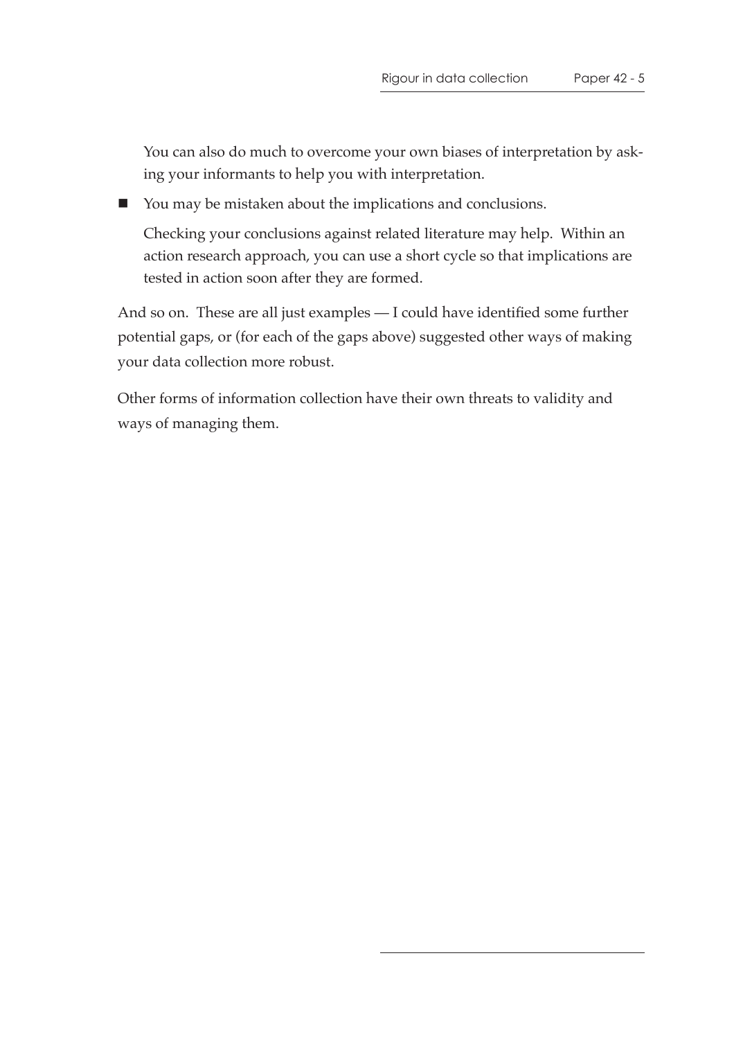You can also do much to overcome your own biases of interpretation by asking your informants to help you with interpretation.

- You may be mistaken about the implications and conclusions.

  Checking your conclusions against related literature may help. Within an action research approach, you can use a short cycle so that implications are tested in action soon after they are formed.

And so on. These are all just examples — I could have identified some further potential gaps, or (for each of the gaps above) suggested other ways of making your data collection more robust.

Other forms of information collection have their own threats to validity and ways of managing them.